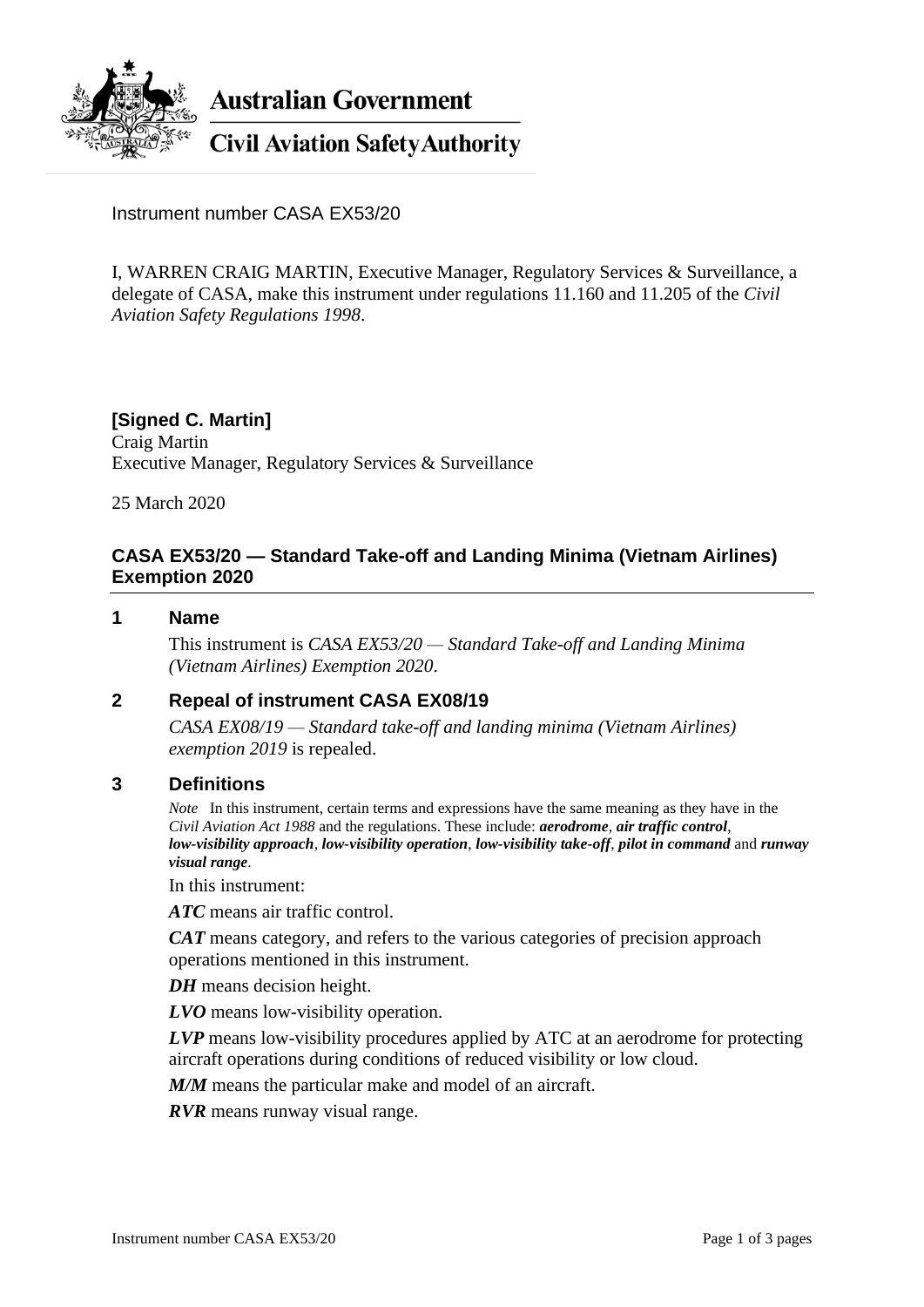Australian Government

Civil Aviation Safety Authority

Instrument number CASA EX53/20

I, WARREN CRAIG MARTIN, Executive Manager, Regulatory Services & Surveillance, a delegate of CASA, make this instrument under regulations 11.160 and 11.205 of the *Civil Aviation Safety Regulations 1998*.

**[Signed C. Martin]**
Craig Martin
Executive Manager, Regulatory Services & Surveillance

25 March 2020

## CASA EX53/20 — Standard Take-off and Landing Minima (Vietnam Airlines) Exemption 2020

### 1 Name

This instrument is *CASA EX53/20 — Standard Take-off and Landing Minima (Vietnam Airlines) Exemption 2020*.

### 2 Repeal of instrument CASA EX08/19

*CASA EX08/19 — Standard take-off and landing minima (Vietnam Airlines) exemption 2019* is repealed.

### 3 Definitions

*Note* In this instrument, certain terms and expressions have the same meaning as they have in the *Civil Aviation Act 1988* and the regulations. These include: ***aerodrome***, ***air traffic control***, ***low-visibility approach***, ***low-visibility operation***, ***low-visibility take-off***, ***pilot in command*** and ***runway visual range***.

In this instrument:

***ATC*** means air traffic control.

***CAT*** means category, and refers to the various categories of precision approach operations mentioned in this instrument.

***DH*** means decision height.

***LVO*** means low-visibility operation.

***LVP*** means low-visibility procedures applied by ATC at an aerodrome for protecting aircraft operations during conditions of reduced visibility or low cloud.

***M/M*** means the particular make and model of an aircraft.

***RVR*** means runway visual range.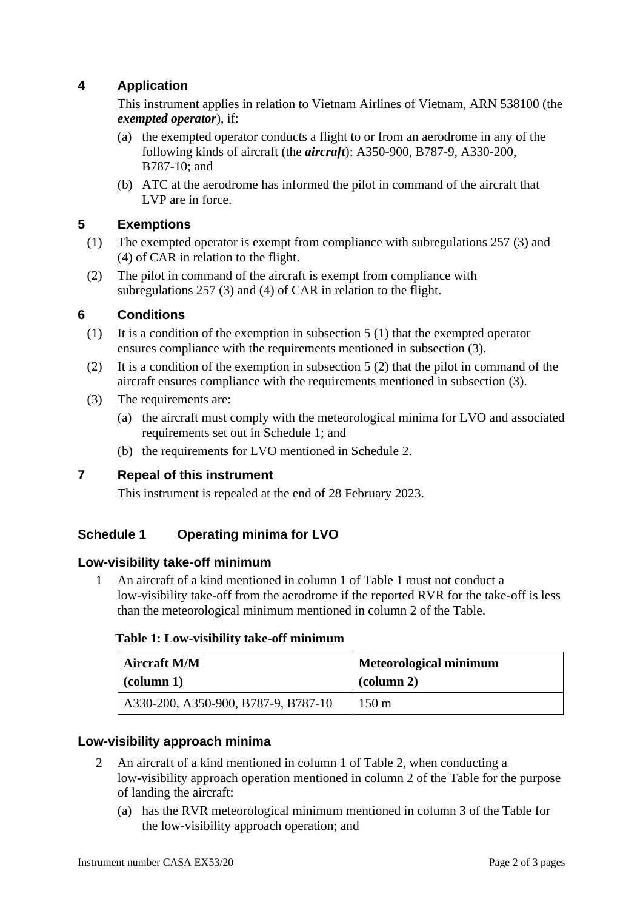## 4 Application

This instrument applies in relation to Vietnam Airlines of Vietnam, ARN 538100 (the ***exempted operator***), if:

(a) the exempted operator conducts a flight to or from an aerodrome in any of the following kinds of aircraft (the ***aircraft***): A350-900, B787-9, A330-200, B787-10; and

(b) ATC at the aerodrome has informed the pilot in command of the aircraft that LVP are in force.

## 5 Exemptions

(1) The exempted operator is exempt from compliance with subregulations 257 (3) and (4) of CAR in relation to the flight.

(2) The pilot in command of the aircraft is exempt from compliance with subregulations 257 (3) and (4) of CAR in relation to the flight.

## 6 Conditions

(1) It is a condition of the exemption in subsection 5 (1) that the exempted operator ensures compliance with the requirements mentioned in subsection (3).

(2) It is a condition of the exemption in subsection 5 (2) that the pilot in command of the aircraft ensures compliance with the requirements mentioned in subsection (3).

(3) The requirements are:

(a) the aircraft must comply with the meteorological minima for LVO and associated requirements set out in Schedule 1; and

(b) the requirements for LVO mentioned in Schedule 2.

## 7 Repeal of this instrument

This instrument is repealed at the end of 28 February 2023.

## Schedule 1 Operating minima for LVO

### Low-visibility take-off minimum

1 An aircraft of a kind mentioned in column 1 of Table 1 must not conduct a low-visibility take-off from the aerodrome if the reported RVR for the take-off is less than the meteorological minimum mentioned in column 2 of the Table.

**Table 1: Low-visibility take-off minimum**

| **Aircraft M/M (column 1)** | **Meteorological minimum (column 2)** |
|---|---|
| A330-200, A350-900, B787-9, B787-10 | 150 m |

### Low-visibility approach minima

2 An aircraft of a kind mentioned in column 1 of Table 2, when conducting a low-visibility approach operation mentioned in column 2 of the Table for the purpose of landing the aircraft:

(a) has the RVR meteorological minimum mentioned in column 3 of the Table for the low-visibility approach operation; and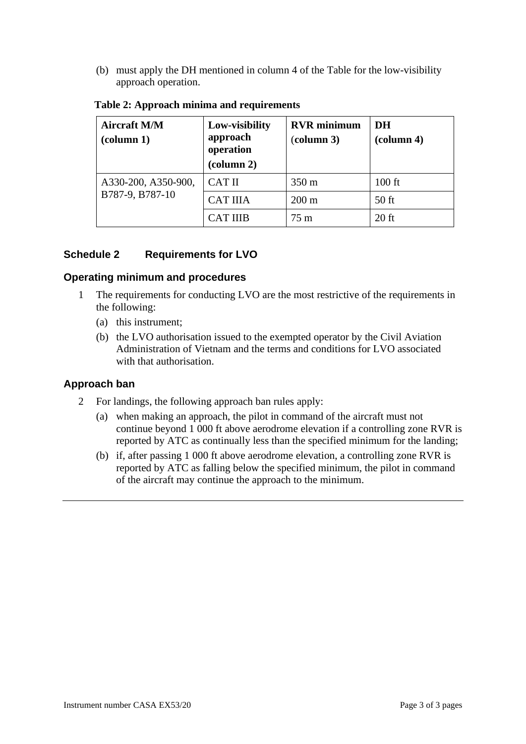(b) must apply the DH mentioned in column 4 of the Table for the low-visibility approach operation.

**Table 2: Approach minima and requirements**

| **Aircraft M/M (column 1)** | **Low-visibility approach operation (column 2)** | **RVR minimum (column 3)** | **DH (column 4)** |
|---|---|---|---|
| A330-200, A350-900, B787-9, B787-10 | CAT II | 350 m | 100 ft |
| | CAT IIIA | 200 m | 50 ft |
| | CAT IIIB | 75 m | 20 ft |

## Schedule 2 Requirements for LVO

### Operating minimum and procedures

1 The requirements for conducting LVO are the most restrictive of the requirements in the following:

(a) this instrument;

(b) the LVO authorisation issued to the exempted operator by the Civil Aviation Administration of Vietnam and the terms and conditions for LVO associated with that authorisation.

### Approach ban

2 For landings, the following approach ban rules apply:

(a) when making an approach, the pilot in command of the aircraft must not continue beyond 1 000 ft above aerodrome elevation if a controlling zone RVR is reported by ATC as continually less than the specified minimum for the landing;

(b) if, after passing 1 000 ft above aerodrome elevation, a controlling zone RVR is reported by ATC as falling below the specified minimum, the pilot in command of the aircraft may continue the approach to the minimum.